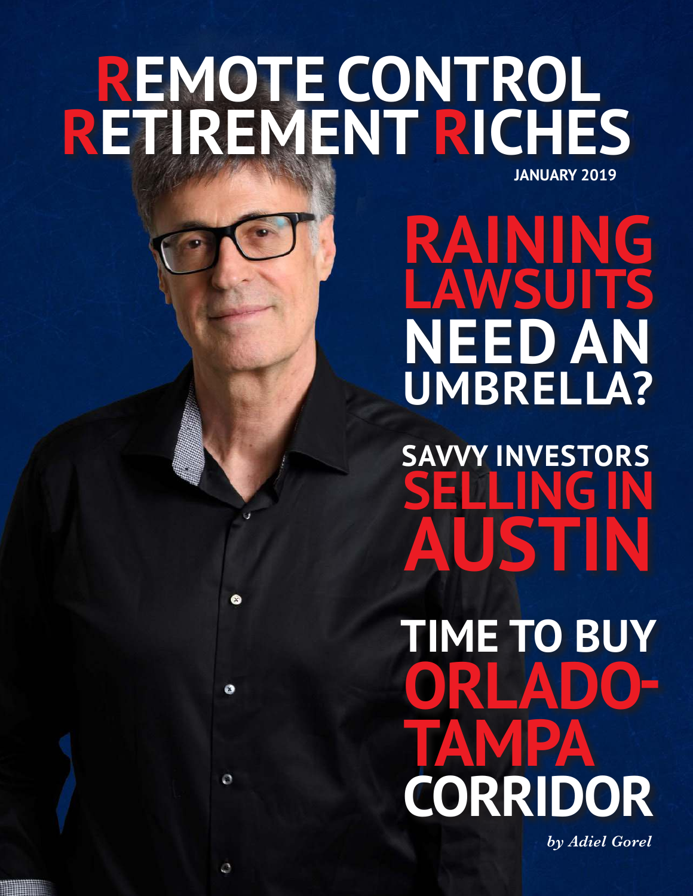# REMOTE CONTROL RETIREMENT RICHES

**JANUARY 2019**

## RAINING LAWSUITS NEED AN UMBRELLA?

## SAVVY INVESTORS SELLING IN AUSTIN

## TIME TO BUY ORLADO-TAMPA CORRIDOR

*by Adiel Gorel*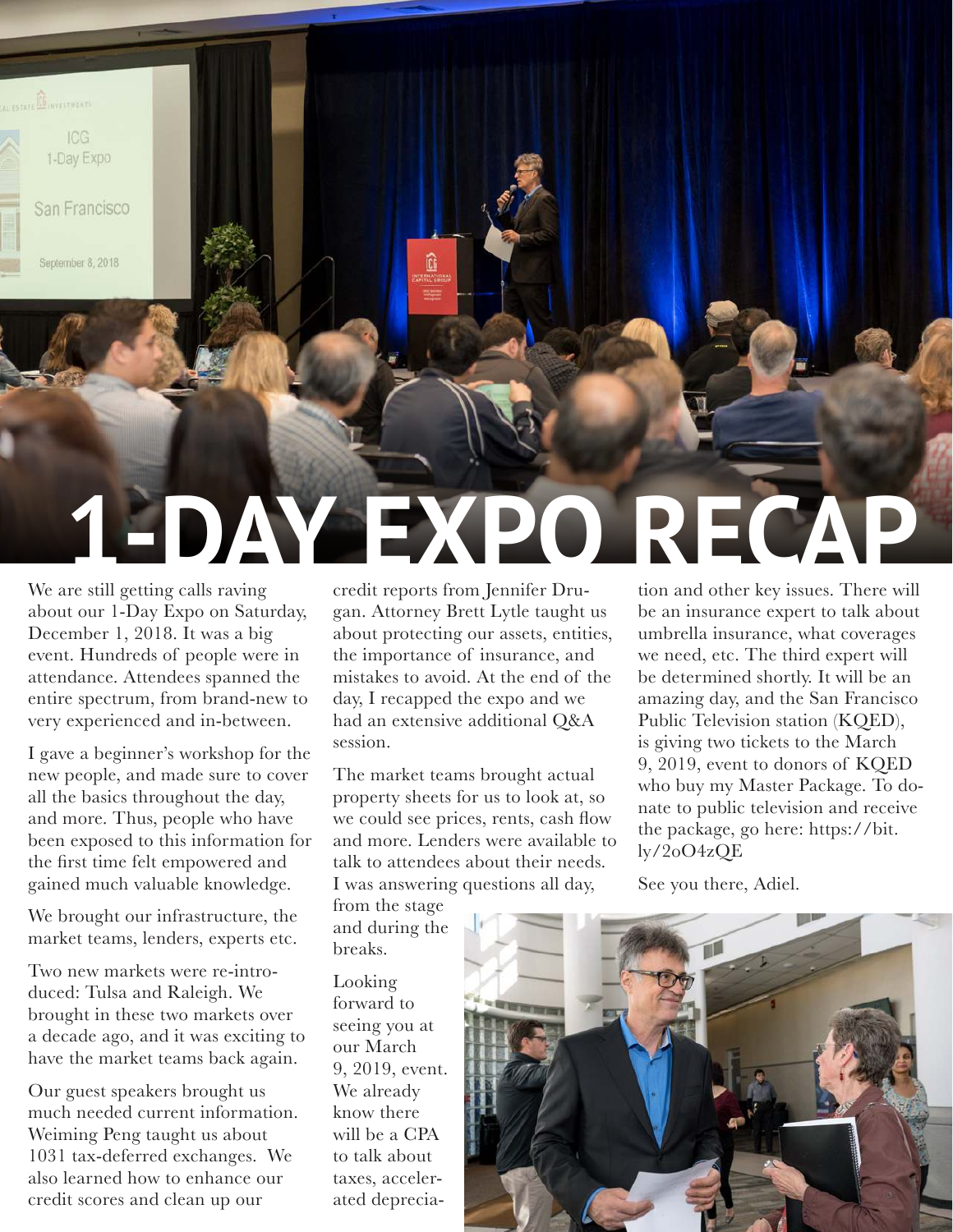# 1-DAY EXPO RECAP

We are still getting calls raving about our 1-Day Expo on Saturday, December 1, 2018. It was a big event. Hundreds of people were in attendance. Attendees spanned the entire spectrum, from brand-new to very experienced and in-between.

I gave a beginner's workshop for the new people, and made sure to cover all the basics throughout the day, and more. Thus, people who have been exposed to this information for the first time felt empowered and gained much valuable knowledge.

We brought our infrastructure, the market teams, lenders, experts etc.

Two new markets were re-introduced: Tulsa and Raleigh. We brought in these two markets over a decade ago, and it was exciting to have the market teams back again.

Our guest speakers brought us much needed current information. Weiming Peng taught us about 1031 tax-deferred exchanges. We also learned how to enhance our credit scores and clean up our credit reports from Jennifer Drugan. Attorney Brett Lytle taught us about protecting our assets, entities, the importance of insurance, and mistakes to avoid. At the end of the day, I recapped the expo and we had an extensive additional Q&A session.

The market teams brought actual property sheets for us to look at, so we could see prices, rents, cash flow and more. Lenders were available to talk to attendees about their needs. I was answering questions all day, from the stage and during the breaks.

Looking forward to seeing you at our March 9, 2019, event. We already know there will be a CPA to talk about taxes, accelerated depreciation and other key issues. There will be an insurance expert to talk about umbrella insurance, what coverages we need, etc. The third expert will be determined shortly. It will be an amazing day, and the San Francisco Public Television station (KQED), is giving two tickets to the March 9, 2019, event to donors of KQED who buy my Master Package. To donate to public television and receive the package, go here: https://bit.ly/2oO4zQE

See you there, Adiel.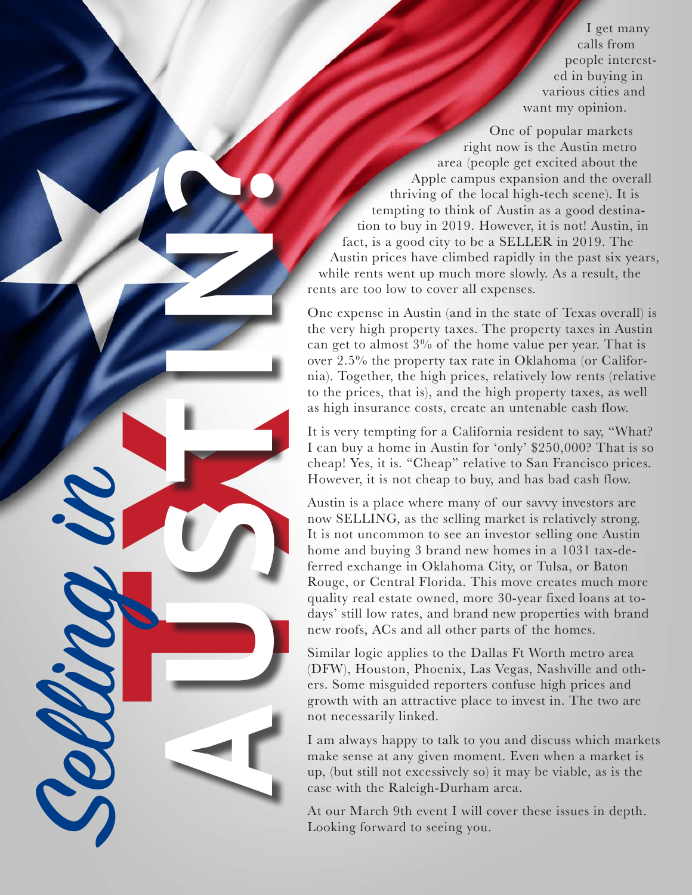# Selling in AUSTIN?

I get many calls from people interested in buying in various cities and want my opinion.

One of popular markets right now is the Austin metro area (people get excited about the Apple campus expansion and the overall thriving of the local high-tech scene). It is tempting to think of Austin as a good destination to buy in 2019. However, it is not! Austin, in fact, is a good city to be a SELLER in 2019. The Austin prices have climbed rapidly in the past six years, while rents went up much more slowly. As a result, the rents are too low to cover all expenses.

One expense in Austin (and in the state of Texas overall) is the very high property taxes. The property taxes in Austin can get to almost 3% of the home value per year. That is over 2.5% the property tax rate in Oklahoma (or California). Together, the high prices, relatively low rents (relative to the prices, that is), and the high property taxes, as well as high insurance costs, create an untenable cash flow.

It is very tempting for a California resident to say, "What? I can buy a home in Austin for 'only' $250,000? That is so cheap! Yes, it is. "Cheap" relative to San Francisco prices. However, it is not cheap to buy, and has bad cash flow.

Austin is a place where many of our savvy investors are now SELLING, as the selling market is relatively strong. It is not uncommon to see an investor selling one Austin home and buying 3 brand new homes in a 1031 tax-deferred exchange in Oklahoma City, or Tulsa, or Baton Rouge, or Central Florida. This move creates much more quality real estate owned, more 30-year fixed loans at todays' still low rates, and brand new properties with brand new roofs, ACs and all other parts of the homes.

Similar logic applies to the Dallas Ft Worth metro area (DFW), Houston, Phoenix, Las Vegas, Nashville and others. Some misguided reporters confuse high prices and growth with an attractive place to invest in. The two are not necessarily linked.

I am always happy to talk to you and discuss which markets make sense at any given moment. Even when a market is up, (but still not excessively so) it may be viable, as is the case with the Raleigh-Durham area.

At our March 9th event I will cover these issues in depth. Looking forward to seeing you.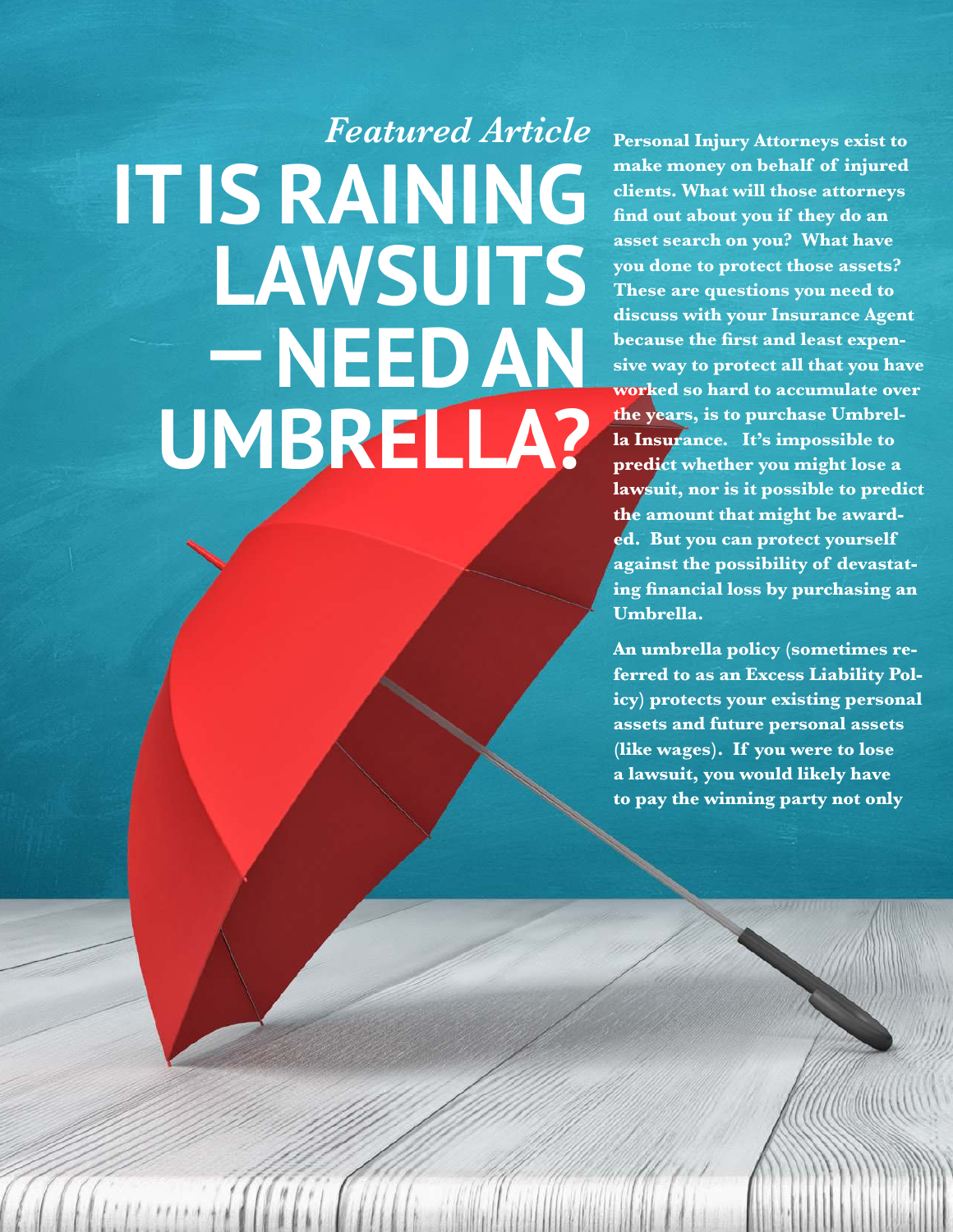*Featured Article*

# IT IS RAINING LAWSUITS — NEED AN UMBRELLA?

**Personal Injury Attorneys exist to make money on behalf of injured clients. What will those attorneys find out about you if they do an asset search on you? What have you done to protect those assets? These are questions you need to discuss with your Insurance Agent because the first and least expensive way to protect all that you have worked so hard to accumulate over the years, is to purchase Umbrella Insurance. It's impossible to predict whether you might lose a lawsuit, nor is it possible to predict the amount that might be awarded. But you can protect yourself against the possibility of devastating financial loss by purchasing an Umbrella.**

**An umbrella policy (sometimes referred to as an Excess Liability Policy) protects your existing personal assets and future personal assets (like wages). If you were to lose a lawsuit, you would likely have to pay the winning party not only**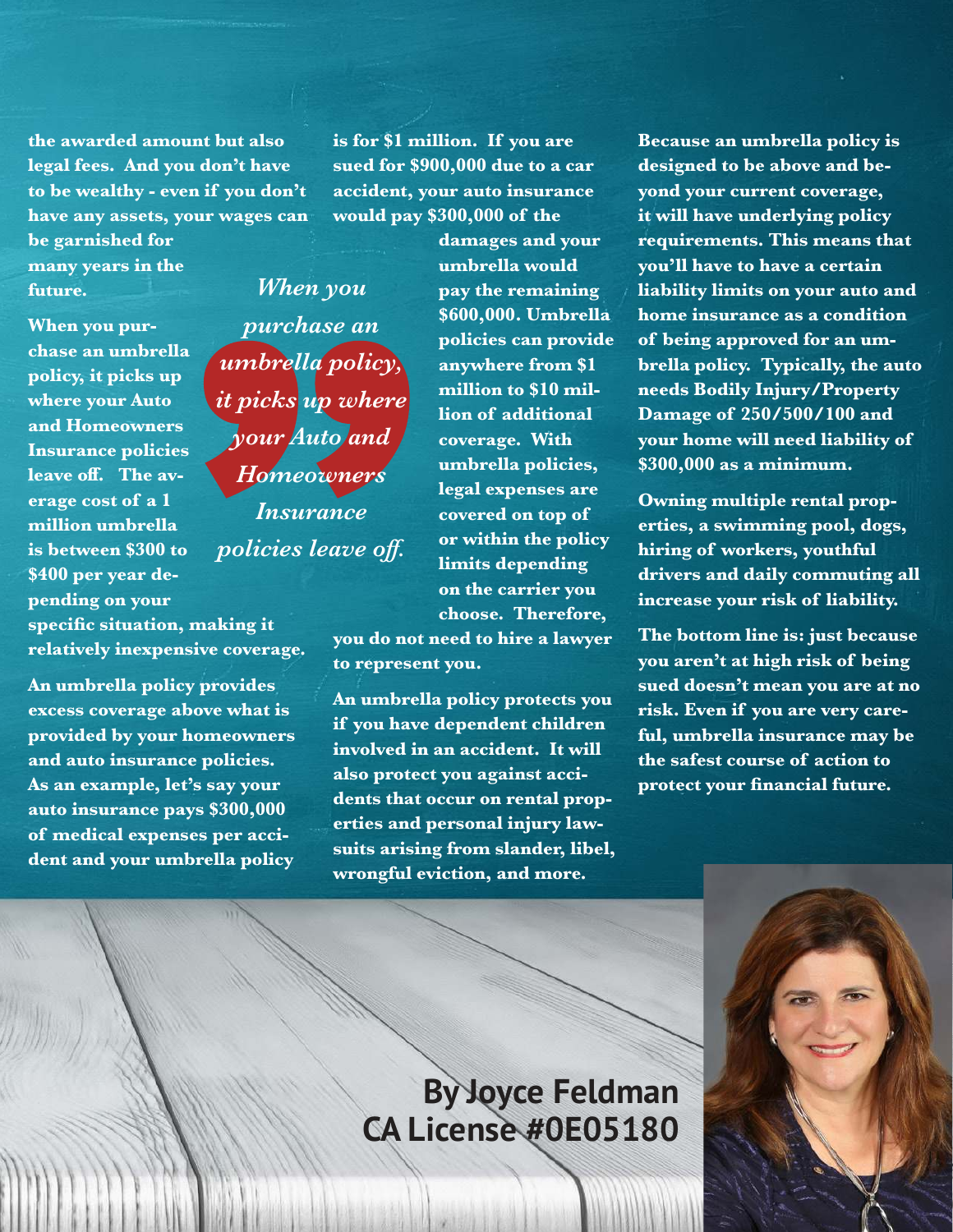the awarded amount but also legal fees. And you don't have to be wealthy - even if you don't have any assets, your wages can be garnished for many years in the future.

When you purchase an umbrella policy, it picks up where your Auto and Homeowners Insurance policies leave off. The average cost of a 1 million umbrella is between $300 to $400 per year depending on your specific situation, making it relatively inexpensive coverage.

> *When you purchase an umbrella policy, it picks up where your Auto and Homeowners Insurance policies leave off.*

An umbrella policy provides excess coverage above what is provided by your homeowners and auto insurance policies. As an example, let's say your auto insurance pays $300,000 of medical expenses per accident and your umbrella policy is for $1 million. If you are sued for $900,000 due to a car accident, your auto insurance would pay $300,000 of the damages and your umbrella would pay the remaining $600,000. Umbrella policies can provide anywhere from $1 million to $10 million of additional coverage. With umbrella policies, legal expenses are covered on top of or within the policy limits depending on the carrier you choose. Therefore, you do not need to hire a lawyer to represent you.

An umbrella policy protects you if you have dependent children involved in an accident. It will also protect you against accidents that occur on rental properties and personal injury lawsuits arising from slander, libel, wrongful eviction, and more.

Because an umbrella policy is designed to be above and beyond your current coverage, it will have underlying policy requirements. This means that you'll have to have a certain liability limits on your auto and home insurance as a condition of being approved for an umbrella policy. Typically, the auto needs Bodily Injury/Property Damage of 250/500/100 and your home will need liability of $300,000 as a minimum.

Owning multiple rental properties, a swimming pool, dogs, hiring of workers, youthful drivers and daily commuting all increase your risk of liability.

The bottom line is: just because you aren't at high risk of being sued doesn't mean you are at no risk. Even if you are very careful, umbrella insurance may be the safest course of action to protect your financial future.

**By Joyce Feldman**
**CA License #0E05180**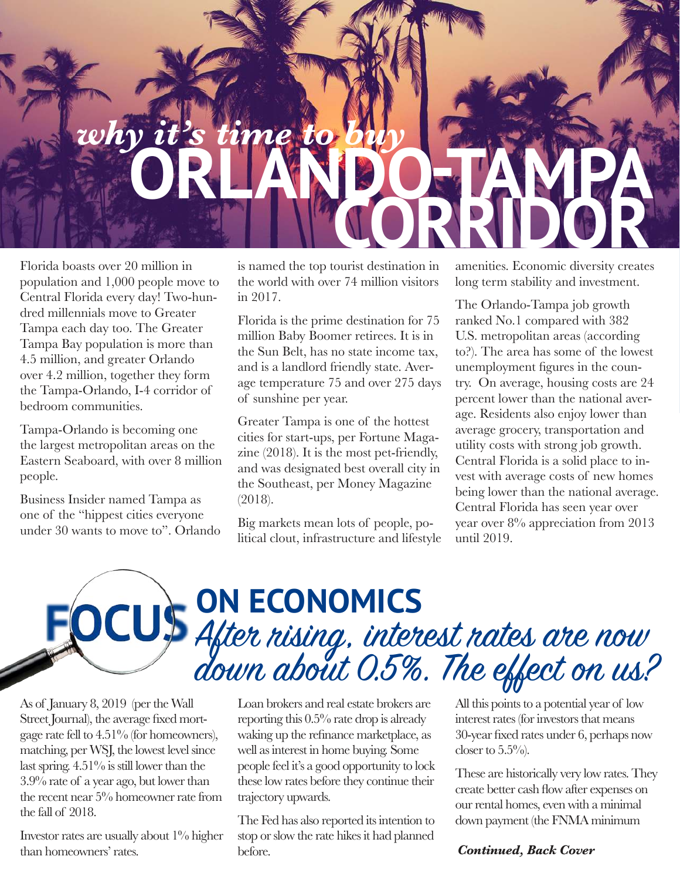# *why it's time to buy* ORLANDO-TAMPA CORRIDOR

Florida boasts over 20 million in population and 1,000 people move to Central Florida every day! Two-hundred millennials move to Greater Tampa each day too. The Greater Tampa Bay population is more than 4.5 million, and greater Orlando over 4.2 million, together they form the Tampa-Orlando, I-4 corridor of bedroom communities.

Tampa-Orlando is becoming one the largest metropolitan areas on the Eastern Seaboard, with over 8 million people.

Business Insider named Tampa as one of the "hippest cities everyone under 30 wants to move to". Orlando is named the top tourist destination in the world with over 74 million visitors in 2017.

Florida is the prime destination for 75 million Baby Boomer retirees. It is in the Sun Belt, has no state income tax, and is a landlord friendly state. Average temperature 75 and over 275 days of sunshine per year.

Greater Tampa is one of the hottest cities for start-ups, per Fortune Magazine (2018). It is the most pet-friendly, and was designated best overall city in the Southeast, per Money Magazine (2018).

Big markets mean lots of people, political clout, infrastructure and lifestyle amenities. Economic diversity creates long term stability and investment.

The Orlando-Tampa job growth ranked No.1 compared with 382 U.S. metropolitan areas (according to?). The area has some of the lowest unemployment figures in the country. On average, housing costs are 24 percent lower than the national average. Residents also enjoy lower than average grocery, transportation and utility costs with strong job growth. Central Florida is a solid place to invest with average costs of new homes being lower than the national average. Central Florida has seen year over year over 8% appreciation from 2013 until 2019.

## FOCUS ON ECONOMICS

### *After rising, interest rates are now down about 0.5%. The effect on us?*

As of January 8, 2019 (per the Wall Street Journal), the average fixed mortgage rate fell to 4.51% (for homeowners), matching, per WSJ, the lowest level since last spring. 4.51% is still lower than the 3.9% rate of a year ago, but lower than the recent near 5% homeowner rate from the fall of 2018.

Investor rates are usually about 1% higher than homeowners' rates.

Loan brokers and real estate brokers are reporting this 0.5% rate drop is already waking up the refinance marketplace, as well as interest in home buying. Some people feel it's a good opportunity to lock these low rates before they continue their trajectory upwards.

The Fed has also reported its intention to stop or slow the rate hikes it had planned before.

All this points to a potential year of low interest rates (for investors that means 30-year fixed rates under 6, perhaps now closer to 5.5%).

These are historically very low rates. They create better cash flow after expenses on our rental homes, even with a minimal down payment (the FNMA minimum

***Continued, Back Cover***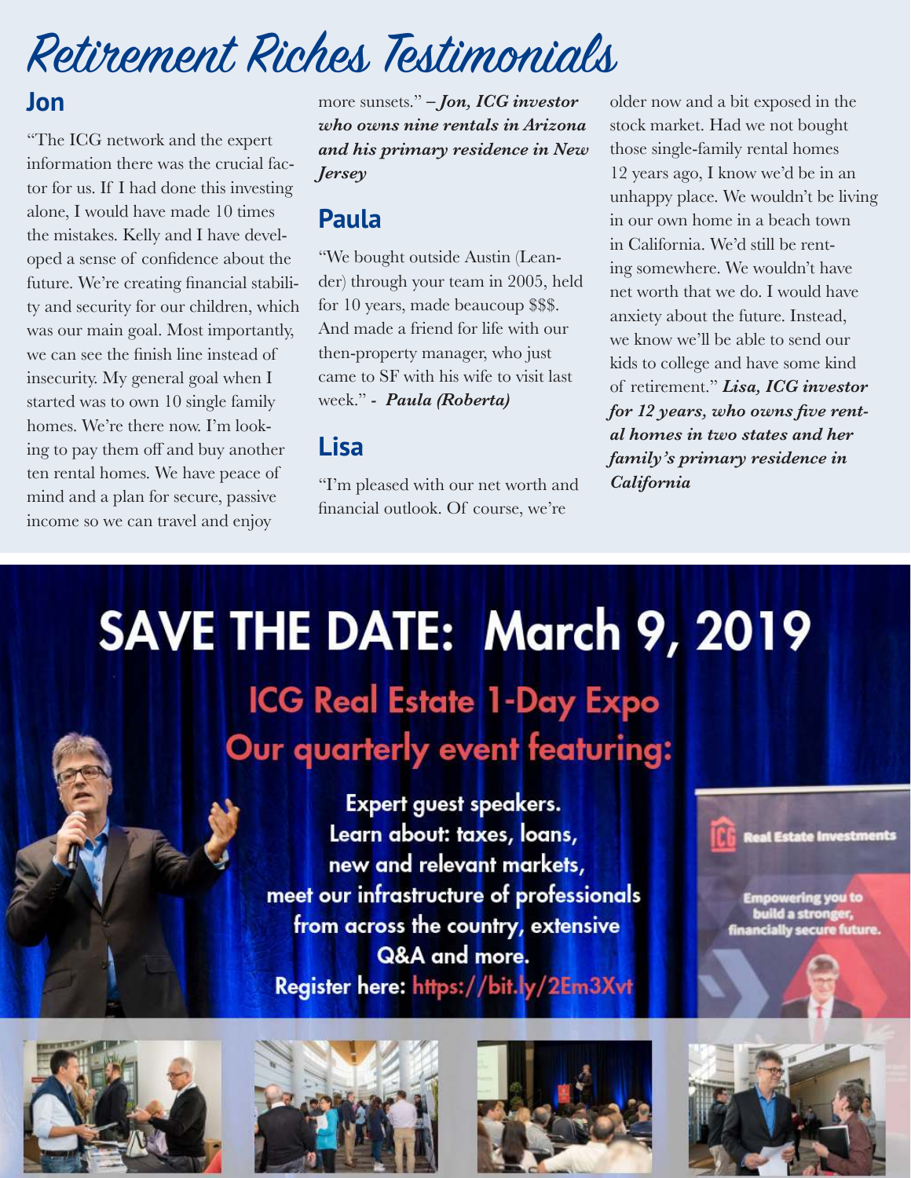# Retirement Riches Testimonials

## Jon

"The ICG network and the expert information there was the crucial factor for us. If I had done this investing alone, I would have made 10 times the mistakes. Kelly and I have developed a sense of confidence about the future. We're creating financial stability and security for our children, which was our main goal. Most importantly, we can see the finish line instead of insecurity. My general goal when I started was to own 10 single family homes. We're there now. I'm looking to pay them off and buy another ten rental homes. We have peace of mind and a plan for secure, passive income so we can travel and enjoy more sunsets." *– **Jon, ICG investor who owns nine rentals in Arizona and his primary residence in New Jersey***

## Paula

"We bought outside Austin (Leander) through your team in 2005, held for 10 years, made beaucoup $$$. And made a friend for life with our then-property manager, who just came to SF with his wife to visit last week." *- **Paula (Roberta)***

## Lisa

"I'm pleased with our net worth and financial outlook. Of course, we're older now and a bit exposed in the stock market. Had we not bought those single-family rental homes 12 years ago, I know we'd be in an unhappy place. We wouldn't be living in our own home in a beach town in California. We'd still be renting somewhere. We wouldn't have net worth that we do. I would have anxiety about the future. Instead, we know we'll be able to send our kids to college and have some kind of retirement." ***Lisa, ICG investor for 12 years, who owns five rental homes in two states and her family's primary residence in California***

# SAVE THE DATE: March 9, 2019

## ICG Real Estate 1-Day Expo
## Our quarterly event featuring:

Expert guest speakers.
Learn about: taxes, loans, new and relevant markets, meet our infrastructure of professionals from across the country, extensive Q&A and more.

Register here: https://bit.ly/2Em3Xvt

ICG Real Estate Investments

Empowering you to build a stronger, financially secure future.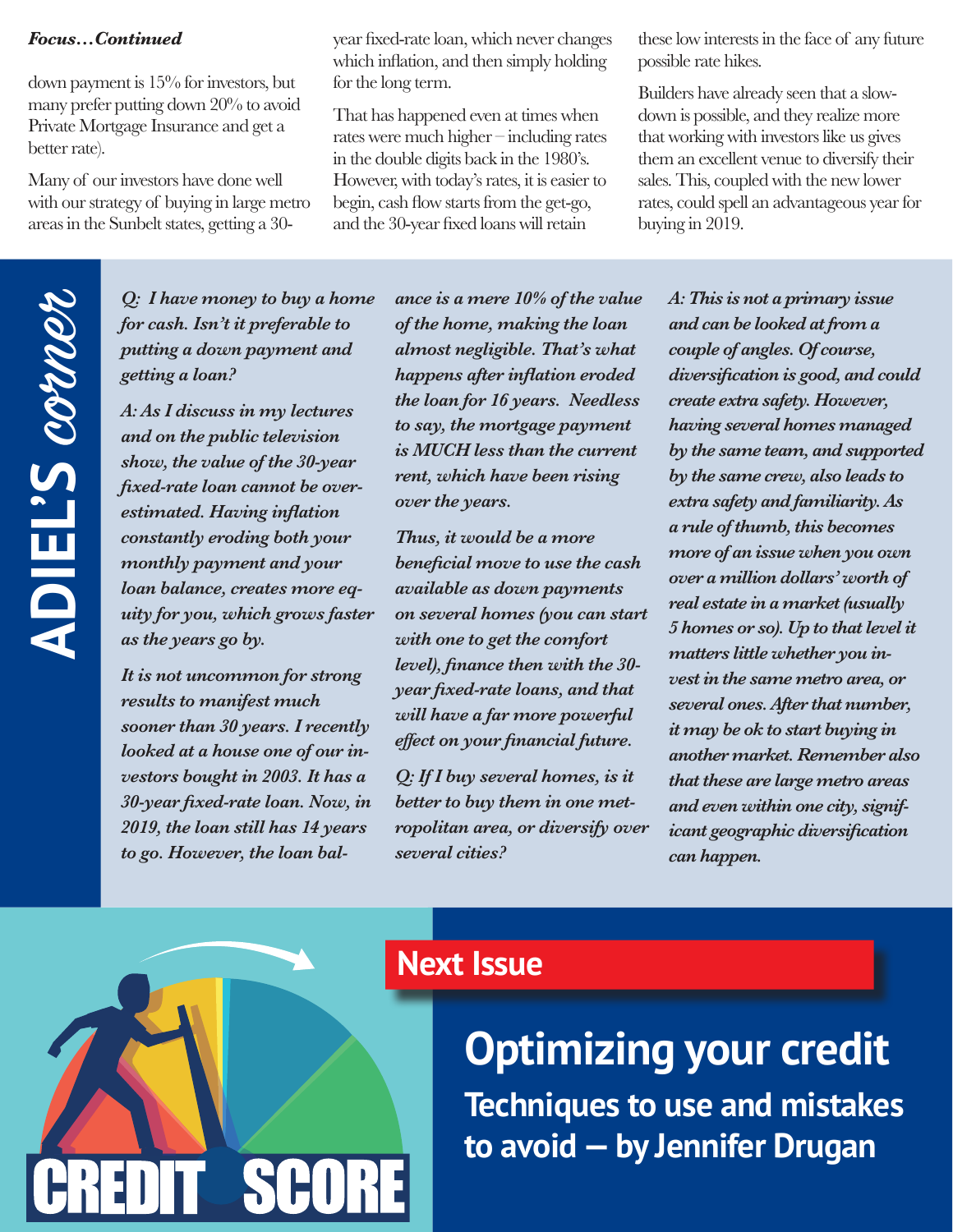***Focus…Continued***

down payment is 15% for investors, but many prefer putting down 20% to avoid Private Mortgage Insurance and get a better rate).

Many of our investors have done well with our strategy of buying in large metro areas in the Sunbelt states, getting a 30-year fixed-rate loan, which never changes which inflation, and then simply holding for the long term.

That has happened even at times when rates were much higher – including rates in the double digits back in the 1980's. However, with today's rates, it is easier to begin, cash flow starts from the get-go, and the 30-year fixed loans will retain these low interests in the face of any future possible rate hikes.

Builders have already seen that a slow-down is possible, and they realize more that working with investors like us gives them an excellent venue to diversify their sales. This, coupled with the new lower rates, could spell an advantageous year for buying in 2019.

## ADIEL'S *corner*

***Q: I have money to buy a home for cash. Isn't it preferable to putting a down payment and getting a loan?***

*A: As I discuss in my lectures and on the public television show, the value of the 30-year fixed-rate loan cannot be over-estimated. Having inflation constantly eroding both your monthly payment and your loan balance, creates more equity for you, which grows faster as the years go by.*

*It is not uncommon for strong results to manifest much sooner than 30 years. I recently looked at a house one of our investors bought in 2003. It has a 30-year fixed-rate loan. Now, in 2019, the loan still has 14 years to go. However, the loan balance is a mere 10% of the value of the home, making the loan almost negligible. That's what happens after inflation eroded the loan for 16 years. Needless to say, the mortgage payment is MUCH less than the current rent, which have been rising over the years.*

*Thus, it would be a more beneficial move to use the cash available as down payments on several homes (you can start with one to get the comfort level), finance then with the 30-year fixed-rate loans, and that will have a far more powerful effect on your financial future.*

***Q: If I buy several homes, is it better to buy them in one metropolitan area, or diversify over several cities?***

*A: This is not a primary issue and can be looked at from a couple of angles. Of course, diversification is good, and could create extra safety. However, having several homes managed by the same team, and supported by the same crew, also leads to extra safety and familiarity. As a rule of thumb, this becomes more of an issue when you own over a million dollars' worth of real estate in a market (usually 5 homes or so). Up to that level it matters little whether you invest in the same metro area, or several ones. After that number, it may be ok to start buying in another market. Remember also that these are large metro areas and even within one city, significant geographic diversification can happen.*

CREDIT SCORE

## Next Issue

# Optimizing your credit

### Techniques to use and mistakes to avoid – by Jennifer Drugan